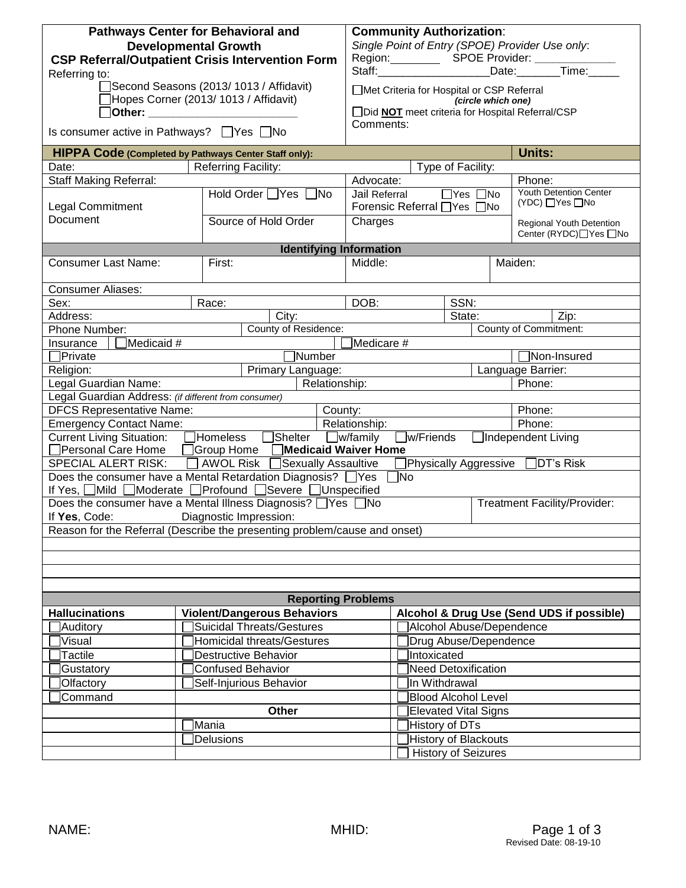**Pathways Center for Behavioral and Developmental Growth**
**CSP Referral/Outpatient Crisis Intervention Form**

Referring to:

☐ Second Seasons (2013/ 1013 / Affidavit)
☐ Hopes Corner (2013/ 1013 / Affidavit)
☐ **Other: _______________________**

Is consumer active in Pathways? ☐ Yes ☐ No

**Community Authorization**:
*Single Point of Entry (SPOE) Provider Use only*:
Region:________ SPOE Provider: _____________
Staff:__________________Date:_______Time:_____

☐ Met Criteria for Hospital or CSP Referral
***(circle which one)***
☐ Did **NOT** meet criteria for Hospital Referral/CSP
Comments:

| **HIPPA Code (Completed by Pathways Center Staff only):** | | | | **Units:** |
|---|---|---|---|---|
| Date: | Referring Facility: | | Type of Facility: | |
| Staff Making Referral: | | Advocate: | | Phone: |
| Legal Commitment Document | Hold Order ☐ Yes ☐ No | Jail Referral ☐ Yes ☐ No<br>Forensic Referral ☐ Yes ☐ No | | Youth Detention Center (YDC) ☐ Yes ☐ No |
| | Source of Hold Order | Charges | | Regional Youth Detention Center (RYDC) ☐ Yes ☐ No |

**Identifying Information**

| | | | | |
|---|---|---|---|---|
| Consumer Last Name: | First: | Middle: | | Maiden: |
| Consumer Aliases: | | | | |
| Sex: | Race: | DOB: | SSN: | |
| Address: | City: | | State: | Zip: |
| Phone Number: | County of Residence: | | County of Commitment: | |
| Insurance ☐ Medicaid # | | ☐ Medicare # | | |
| ☐ Private | ☐ Number | | | ☐ Non-Insured |
| Religion: | Primary Language: | | Language Barrier: | |
| Legal Guardian Name: | Relationship: | | | Phone: |
| Legal Guardian Address: *(if different from consumer)* | | | | |
| DFCS Representative Name: | County: | | | Phone: |
| Emergency Contact Name: | Relationship: | | | Phone: |

Current Living Situation: ☐ Homeless ☐ Shelter ☐ w/family ☐ w/Friends ☐ Independent Living ☐ Personal Care Home ☐ Group Home ☐ **Medicaid Waiver Home**

SPECIAL ALERT RISK: ☐ AWOL Risk ☐ Sexually Assaultive ☐ Physically Aggressive ☐ DT's Risk

Does the consumer have a Mental Retardation Diagnosis? ☐ Yes ☐ No
If Yes, ☐ Mild ☐ Moderate ☐ Profound ☐ Severe ☐ Unspecified

Does the consumer have a Mental Illness Diagnosis? ☐ Yes ☐ No — Treatment Facility/Provider:
If **Yes**, Code: Diagnostic Impression:

Reason for the Referral (Describe the presenting problem/cause and onset)

______________________________________________________________________

______________________________________________________________________

______________________________________________________________________

______________________________________________________________________

**Reporting Problems**

| **Hallucinations** | **Violent/Dangerous Behaviors** | **Alcohol & Drug Use (Send UDS if possible)** |
|---|---|---|
| ☐ Auditory | ☐ Suicidal Threats/Gestures | ☐ Alcohol Abuse/Dependence |
| ☐ Visual | ☐ Homicidal threats/Gestures | ☐ Drug Abuse/Dependence |
| ☐ Tactile | ☐ Destructive Behavior | ☐ Intoxicated |
| ☐ Gustatory | ☐ Confused Behavior | ☐ Need Detoxification |
| ☐ Olfactory | ☐ Self-Injurious Behavior | ☐ In Withdrawal |
| ☐ Command | | ☐ Blood Alcohol Level |
| | **Other** | ☐ Elevated Vital Signs |
| | ☐ Mania | ☐ History of DTs |
| | ☐ Delusions | ☐ History of Blackouts |
| | | ☐ History of Seizures |

NAME: MHID:

Revised Date: 08-19-10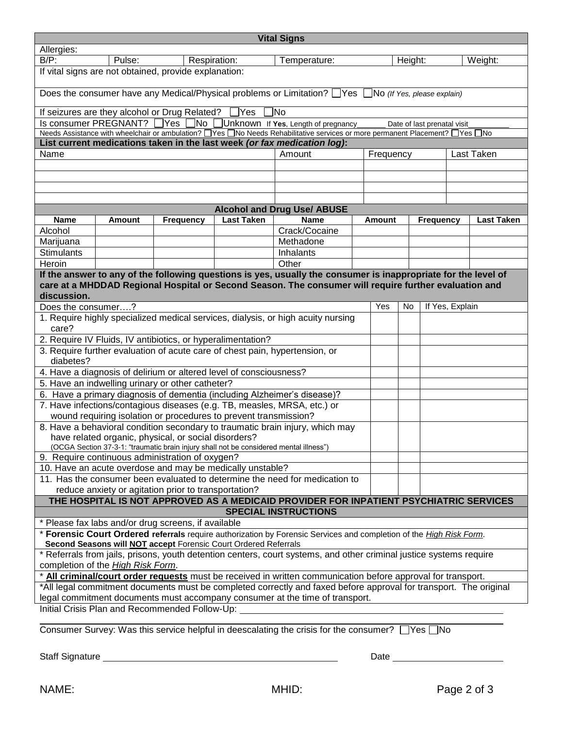## Vital Signs

Allergies:

| B/P: | Pulse: | Respiration: | Temperature: | Height: | Weight: |
|---|---|---|---|---|---|

If vital signs are not obtained, provide explanation:

Does the consumer have any Medical/Physical problems or Limitation? ☐Yes ☐No *(If Yes, please explain)*

If seizures are they alcohol or Drug Related? ☐Yes ☐No

Is consumer PREGNANT? ☐Yes ☐No ☐Unknown If **Yes**, Length of pregnancy_______ Date of last prenatal visit__________

Needs Assistance with wheelchair or ambulation? ☐Yes ☐No Needs Rehabilitative services or more permanent Placement? ☐Yes ☐No

**List current medications taken in the last week *(or fax medication log)*:**

| Name | Amount | Frequency | Last Taken |
|---|---|---|---|
| | | | |
| | | | |
| | | | |
| | | | |

## Alcohol and Drug Use/ ABUSE

| Name | Amount | Frequency | Last Taken | Name | Amount | Frequency | Last Taken |
|---|---|---|---|---|---|---|---|
| Alcohol | | | | Crack/Cocaine | | | |
| Marijuana | | | | Methadone | | | |
| Stimulants | | | | Inhalants | | | |
| Heroin | | | | Other | | | |

**If the answer to any of the following questions is yes, usually the consumer is inappropriate for the level of care at a MHDDAD Regional Hospital or Second Season. The consumer will require further evaluation and discussion.**

| Does the consumer….? | Yes | No | If Yes, Explain |
|---|---|---|---|
| 1. Require highly specialized medical services, dialysis, or high acuity nursing care? | | | |
| 2. Require IV Fluids, IV antibiotics, or hyperalimentation? | | | |
| 3. Require further evaluation of acute care of chest pain, hypertension, or diabetes? | | | |
| 4. Have a diagnosis of delirium or altered level of consciousness? | | | |
| 5. Have an indwelling urinary or other catheter? | | | |
| 6. Have a primary diagnosis of dementia (including Alzheimer's disease)? | | | |
| 7. Have infections/contagious diseases (e.g. TB, measles, MRSA, etc.) or wound requiring isolation or procedures to prevent transmission? | | | |
| 8. Have a behavioral condition secondary to traumatic brain injury, which may have related organic, physical, or social disorders? (OCGA Section 37-3-1: "traumatic brain injury shall not be considered mental illness") | | | |
| 9. Require continuous administration of oxygen? | | | |
| 10. Have an acute overdose and may be medically unstable? | | | |
| 11. Has the consumer been evaluated to determine the need for medication to reduce anxiety or agitation prior to transportation? | | | |

**THE HOSPITAL IS NOT APPROVED AS A MEDICAID PROVIDER FOR INPATIENT PSYCHIATRIC SERVICES**

## SPECIAL INSTRUCTIONS

* Please fax labs and/or drug screens, if available

* **Forensic Court Ordered referrals** require authorization by Forensic Services and completion of the *High Risk Form*. **Second Seasons will NOT accept** Forensic Court Ordered Referrals

* Referrals from jails, prisons, youth detention centers, court systems, and other criminal justice systems require completion of the *High Risk Form*.

* **All criminal/court order requests** must be received in written communication before approval for transport.

*All legal commitment documents must be completed correctly and faxed before approval for transport. The original legal commitment documents must accompany consumer at the time of transport.

Initial Crisis Plan and Recommended Follow-Up: ______________________________________________

Consumer Survey: Was this service helpful in deescalating the crisis for the consumer? ☐Yes ☐No

Staff Signature ______________________________ Date ____________________

NAME: MHID: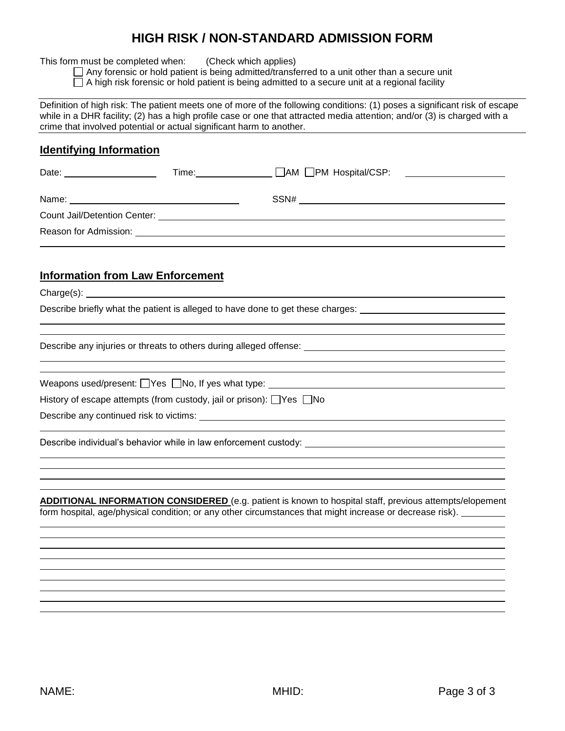# HIGH RISK / NON-STANDARD ADMISSION FORM

This form must be completed when: (Check which applies)

☐ Any forensic or hold patient is being admitted/transferred to a unit other than a secure unit

☐ A high risk forensic or hold patient is being admitted to a secure unit at a regional facility

Definition of high risk: The patient meets one of more of the following conditions: (1) poses a significant risk of escape while in a DHR facility; (2) has a high profile case or one that attracted media attention; and/or (3) is charged with a crime that involved potential or actual significant harm to another.

## Identifying Information

Date: ______________ Time: ______________ ☐AM ☐PM Hospital/CSP: ______________

Name: ______________________________ SSN# ______________________________

Count Jail/Detention Center: ______________________________

Reason for Admission: ______________________________

______________________________

## Information from Law Enforcement

Charge(s): ______________________________

Describe briefly what the patient is alleged to have done to get these charges: ______________________________

______________________________

______________________________

Describe any injuries or threats to others during alleged offense: ______________________________

______________________________

______________________________

Weapons used/present: ☐Yes ☐No, If yes what type: ______________________________

History of escape attempts (from custody, jail or prison): ☐Yes ☐No

Describe any continued risk to victims: ______________________________

______________________________

Describe individual's behavior while in law enforcement custody: ______________________________

______________________________

______________________________

______________________________

______________________________

**ADDITIONAL INFORMATION CONSIDERED** (e.g. patient is known to hospital staff, previous attempts/elopement form hospital, age/physical condition; or any other circumstances that might increase or decrease risk). ______________________________

______________________________

______________________________

______________________________

______________________________

______________________________

______________________________

______________________________

______________________________

NAME: MHID: